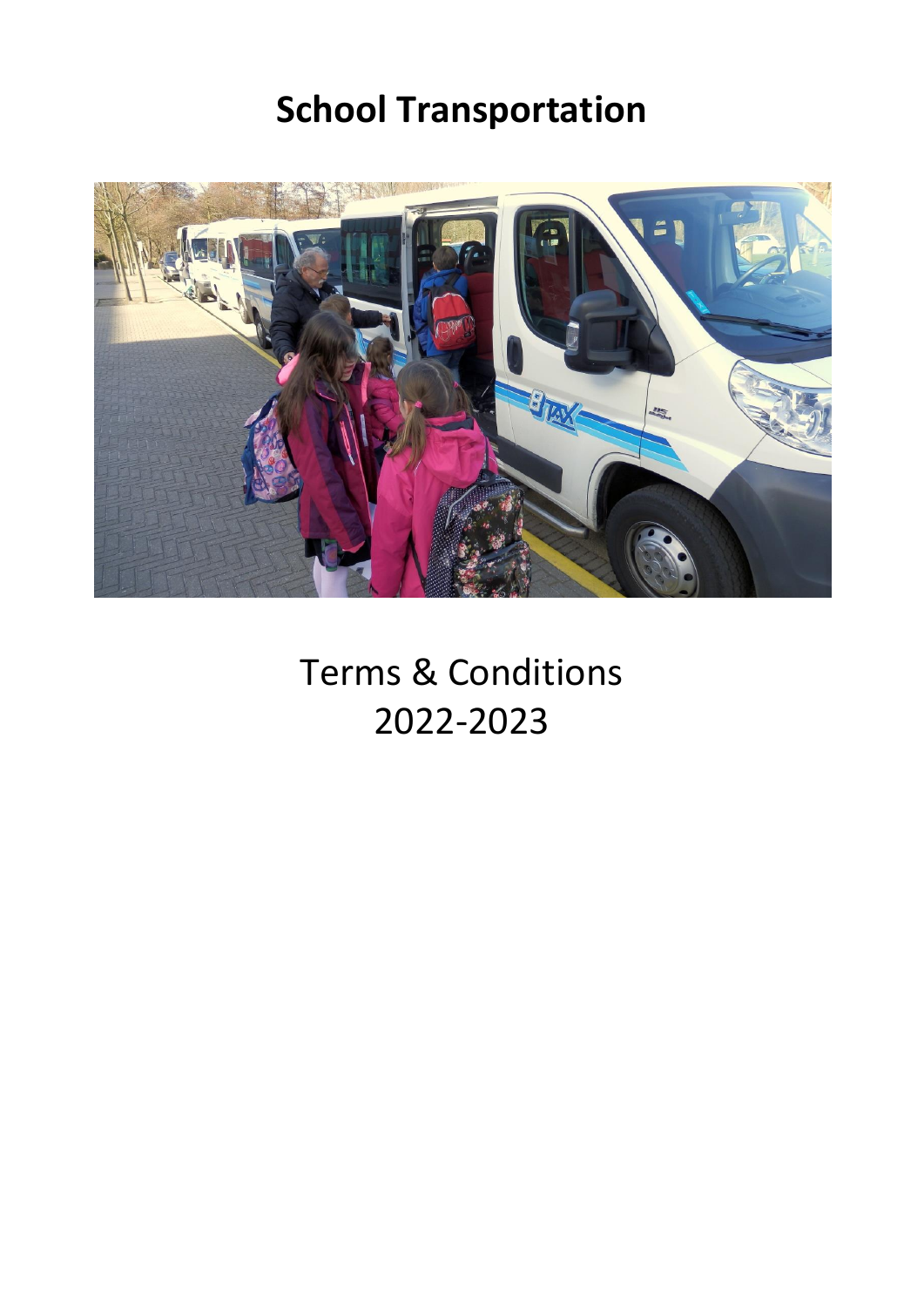# School Transportation

Terms & Conditions
2022-2023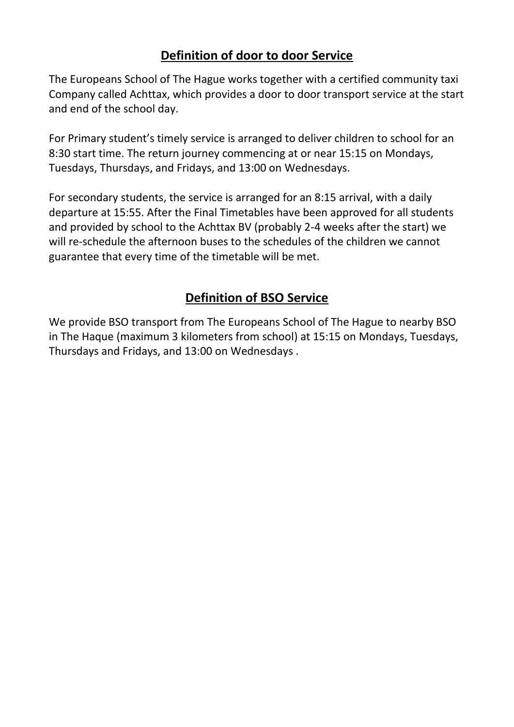## **Definition of door to door Service**

The Europeans School of The Hague works together with a certified community taxi Company called Achttax, which provides a door to door transport service at the start and end of the school day.

For Primary student's timely service is arranged to deliver children to school for an 8:30 start time. The return journey commencing at or near 15:15 on Mondays, Tuesdays, Thursdays, and Fridays, and 13:00 on Wednesdays.

For secondary students, the service is arranged for an 8:15 arrival, with a daily departure at 15:55. After the Final Timetables have been approved for all students and provided by school to the Achttax BV (probably 2-4 weeks after the start) we will re-schedule the afternoon buses to the schedules of the children we cannot guarantee that every time of the timetable will be met.

## **Definition of BSO Service**

We provide BSO transport from The Europeans School of The Hague to nearby BSO in The Haque (maximum 3 kilometers from school) at 15:15 on Mondays, Tuesdays, Thursdays and Fridays, and 13:00 on Wednesdays .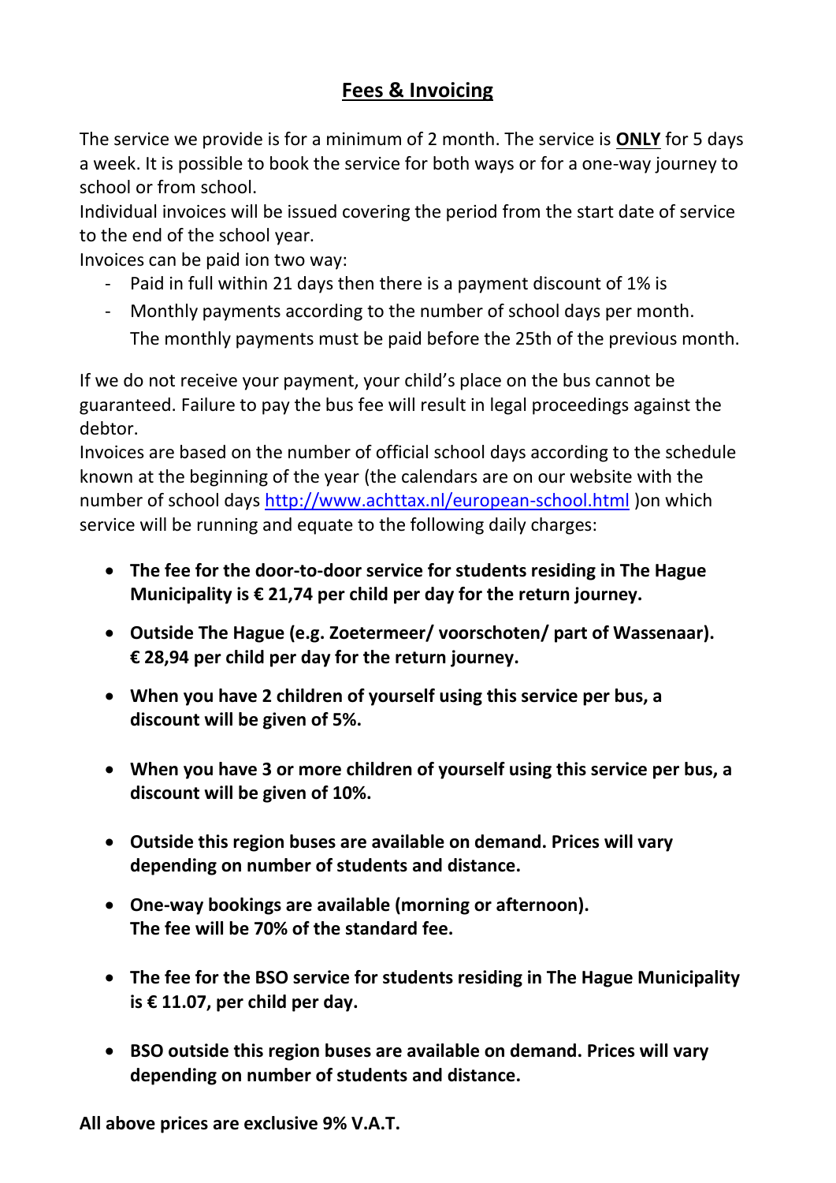# Fees & Invoicing

The service we provide is for a minimum of 2 month. The service is **ONLY** for 5 days a week. It is possible to book the service for both ways or for a one-way journey to school or from school.
Individual invoices will be issued covering the period from the start date of service to the end of the school year.
Invoices can be paid ion two way:

- Paid in full within 21 days then there is a payment discount of 1% is
- Monthly payments according to the number of school days per month. The monthly payments must be paid before the 25th of the previous month.

If we do not receive your payment, your child's place on the bus cannot be guaranteed. Failure to pay the bus fee will result in legal proceedings against the debtor.
Invoices are based on the number of official school days according to the schedule known at the beginning of the year (the calendars are on our website with the number of school days [http://www.achttax.nl/european-school.html](http://www.achttax.nl/european-school.html) )on which service will be running and equate to the following daily charges:

- **The fee for the door-to-door service for students residing in The Hague Municipality is € 21,74 per child per day for the return journey.**
- **Outside The Hague (e.g. Zoetermeer/ voorschoten/ part of Wassenaar). € 28,94 per child per day for the return journey.**
- **When you have 2 children of yourself using this service per bus, a discount will be given of 5%.**
- **When you have 3 or more children of yourself using this service per bus, a discount will be given of 10%.**
- **Outside this region buses are available on demand. Prices will vary depending on number of students and distance.**
- **One-way bookings are available (morning or afternoon). The fee will be 70% of the standard fee.**
- **The fee for the BSO service for students residing in The Hague Municipality is € 11.07, per child per day.**
- **BSO outside this region buses are available on demand. Prices will vary depending on number of students and distance.**

**All above prices are exclusive 9% V.A.T.**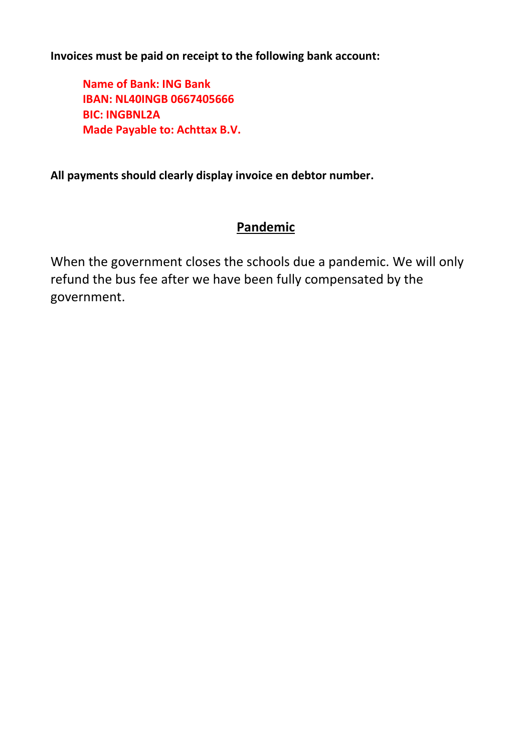**Invoices must be paid on receipt to the following bank account:**

> **Name of Bank: ING Bank**
> **IBAN: NL40INGB 0667405666**
> **BIC: INGBNL2A**
> **Made Payable to: Achttax B.V.**

**All payments should clearly display invoice en debtor number.**

## Pandemic

When the government closes the schools due a pandemic. We will only refund the bus fee after we have been fully compensated by the government.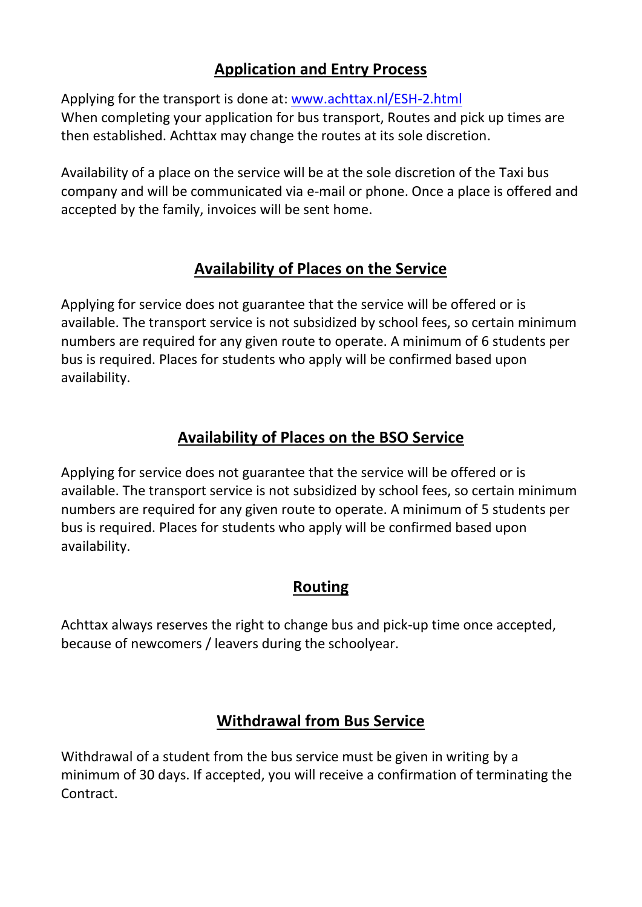## Application and Entry Process

Applying for the transport is done at: [www.achttax.nl/ESH-2.html](www.achttax.nl/ESH-2.html)
When completing your application for bus transport, Routes and pick up times are then established. Achttax may change the routes at its sole discretion.

Availability of a place on the service will be at the sole discretion of the Taxi bus company and will be communicated via e-mail or phone. Once a place is offered and accepted by the family, invoices will be sent home.

## Availability of Places on the Service

Applying for service does not guarantee that the service will be offered or is available. The transport service is not subsidized by school fees, so certain minimum numbers are required for any given route to operate. A minimum of 6 students per bus is required. Places for students who apply will be confirmed based upon availability.

## Availability of Places on the BSO Service

Applying for service does not guarantee that the service will be offered or is available. The transport service is not subsidized by school fees, so certain minimum numbers are required for any given route to operate. A minimum of 5 students per bus is required. Places for students who apply will be confirmed based upon availability.

## Routing

Achttax always reserves the right to change bus and pick-up time once accepted, because of newcomers / leavers during the schoolyear.

## Withdrawal from Bus Service

Withdrawal of a student from the bus service must be given in writing by a minimum of 30 days. If accepted, you will receive a confirmation of terminating the Contract.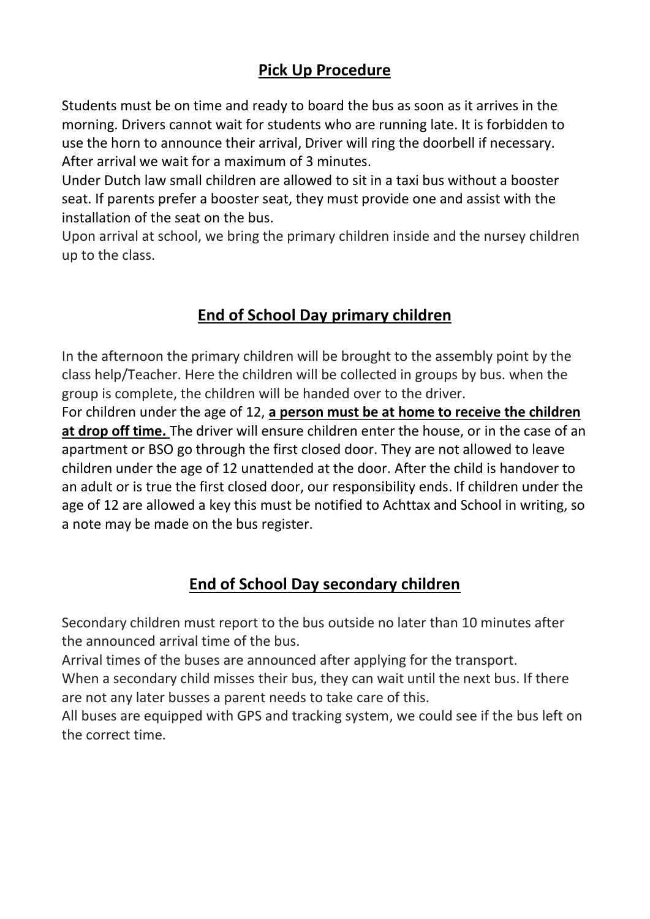## Pick Up Procedure

Students must be on time and ready to board the bus as soon as it arrives in the morning. Drivers cannot wait for students who are running late. It is forbidden to use the horn to announce their arrival, Driver will ring the doorbell if necessary. After arrival we wait for a maximum of 3 minutes.

Under Dutch law small children are allowed to sit in a taxi bus without a booster seat. If parents prefer a booster seat, they must provide one and assist with the installation of the seat on the bus.

Upon arrival at school, we bring the primary children inside and the nursey children up to the class.

## End of School Day primary children

In the afternoon the primary children will be brought to the assembly point by the class help/Teacher. Here the children will be collected in groups by bus. when the group is complete, the children will be handed over to the driver.

For children under the age of 12, **a person must be at home to receive the children at drop off time.** The driver will ensure children enter the house, or in the case of an apartment or BSO go through the first closed door. They are not allowed to leave children under the age of 12 unattended at the door. After the child is handover to an adult or is true the first closed door, our responsibility ends. If children under the age of 12 are allowed a key this must be notified to Achttax and School in writing, so a note may be made on the bus register.

## End of School Day secondary children

Secondary children must report to the bus outside no later than 10 minutes after the announced arrival time of the bus.

Arrival times of the buses are announced after applying for the transport.

When a secondary child misses their bus, they can wait until the next bus. If there are not any later busses a parent needs to take care of this.

All buses are equipped with GPS and tracking system, we could see if the bus left on the correct time.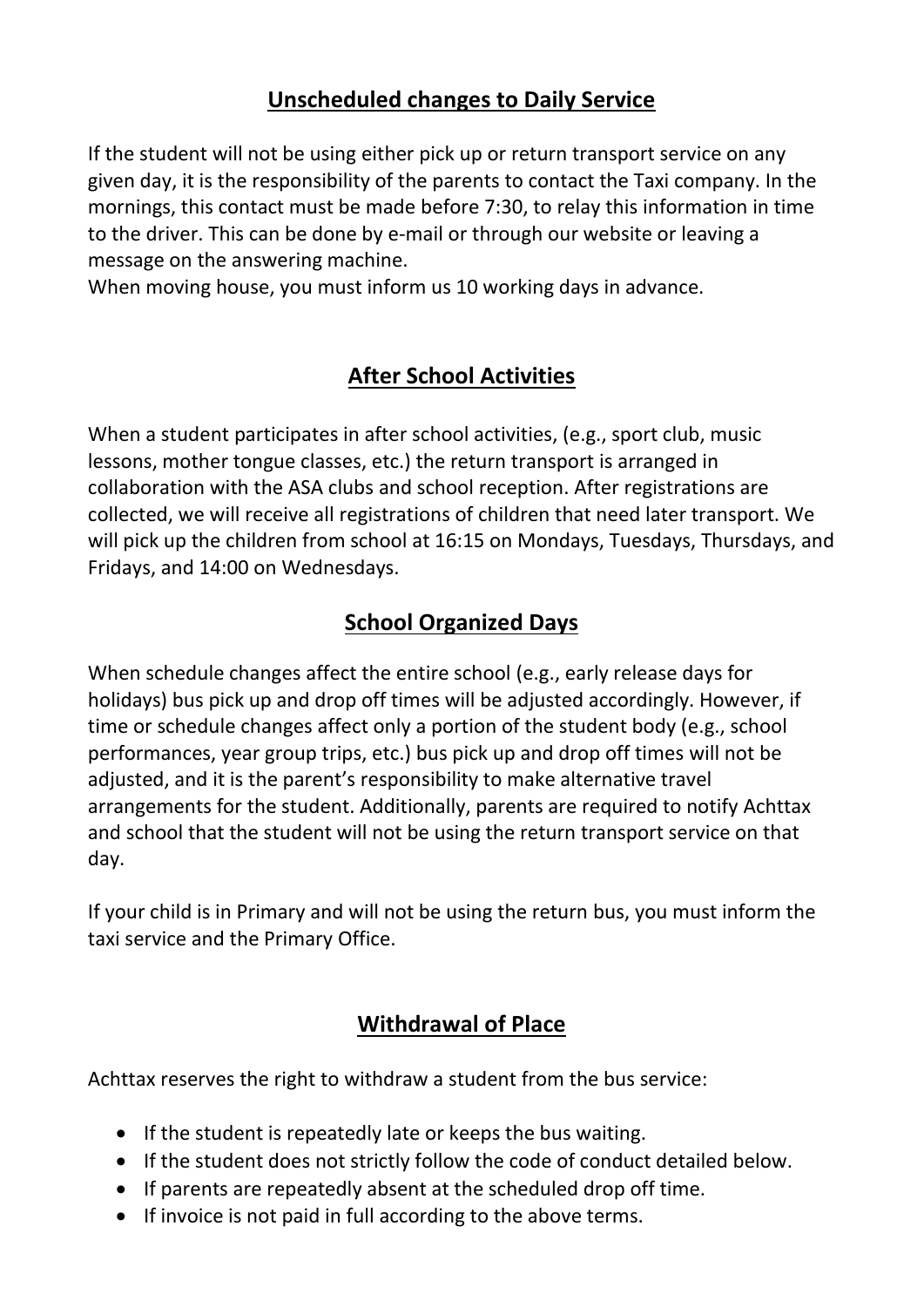## Unscheduled changes to Daily Service

If the student will not be using either pick up or return transport service on any given day, it is the responsibility of the parents to contact the Taxi company. In the mornings, this contact must be made before 7:30, to relay this information in time to the driver. This can be done by e-mail or through our website or leaving a message on the answering machine.
When moving house, you must inform us 10 working days in advance.

## After School Activities

When a student participates in after school activities, (e.g., sport club, music lessons, mother tongue classes, etc.) the return transport is arranged in collaboration with the ASA clubs and school reception. After registrations are collected, we will receive all registrations of children that need later transport. We will pick up the children from school at 16:15 on Mondays, Tuesdays, Thursdays, and Fridays, and 14:00 on Wednesdays.

## School Organized Days

When schedule changes affect the entire school (e.g., early release days for holidays) bus pick up and drop off times will be adjusted accordingly. However, if time or schedule changes affect only a portion of the student body (e.g., school performances, year group trips, etc.) bus pick up and drop off times will not be adjusted, and it is the parent's responsibility to make alternative travel arrangements for the student. Additionally, parents are required to notify Achttax and school that the student will not be using the return transport service on that day.

If your child is in Primary and will not be using the return bus, you must inform the taxi service and the Primary Office.

## Withdrawal of Place

Achttax reserves the right to withdraw a student from the bus service:

- If the student is repeatedly late or keeps the bus waiting.
- If the student does not strictly follow the code of conduct detailed below.
- If parents are repeatedly absent at the scheduled drop off time.
- If invoice is not paid in full according to the above terms.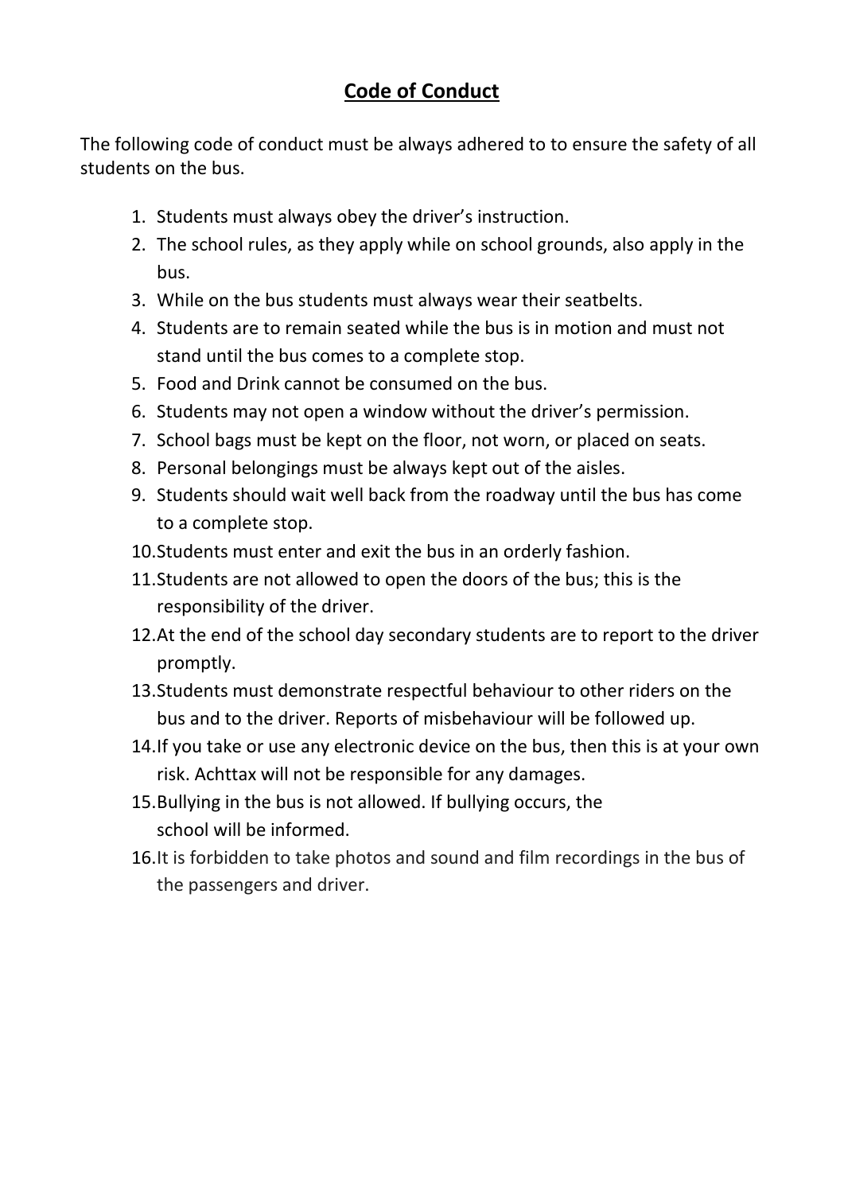# Code of Conduct

The following code of conduct must be always adhered to to ensure the safety of all students on the bus.

1. Students must always obey the driver's instruction.
2. The school rules, as they apply while on school grounds, also apply in the bus.
3. While on the bus students must always wear their seatbelts.
4. Students are to remain seated while the bus is in motion and must not stand until the bus comes to a complete stop.
5. Food and Drink cannot be consumed on the bus.
6. Students may not open a window without the driver's permission.
7. School bags must be kept on the floor, not worn, or placed on seats.
8. Personal belongings must be always kept out of the aisles.
9. Students should wait well back from the roadway until the bus has come to a complete stop.
10. Students must enter and exit the bus in an orderly fashion.
11. Students are not allowed to open the doors of the bus; this is the responsibility of the driver.
12. At the end of the school day secondary students are to report to the driver promptly.
13. Students must demonstrate respectful behaviour to other riders on the bus and to the driver. Reports of misbehaviour will be followed up.
14. If you take or use any electronic device on the bus, then this is at your own risk. Achttax will not be responsible for any damages.
15. Bullying in the bus is not allowed. If bullying occurs, the school will be informed.
16. It is forbidden to take photos and sound and film recordings in the bus of the passengers and driver.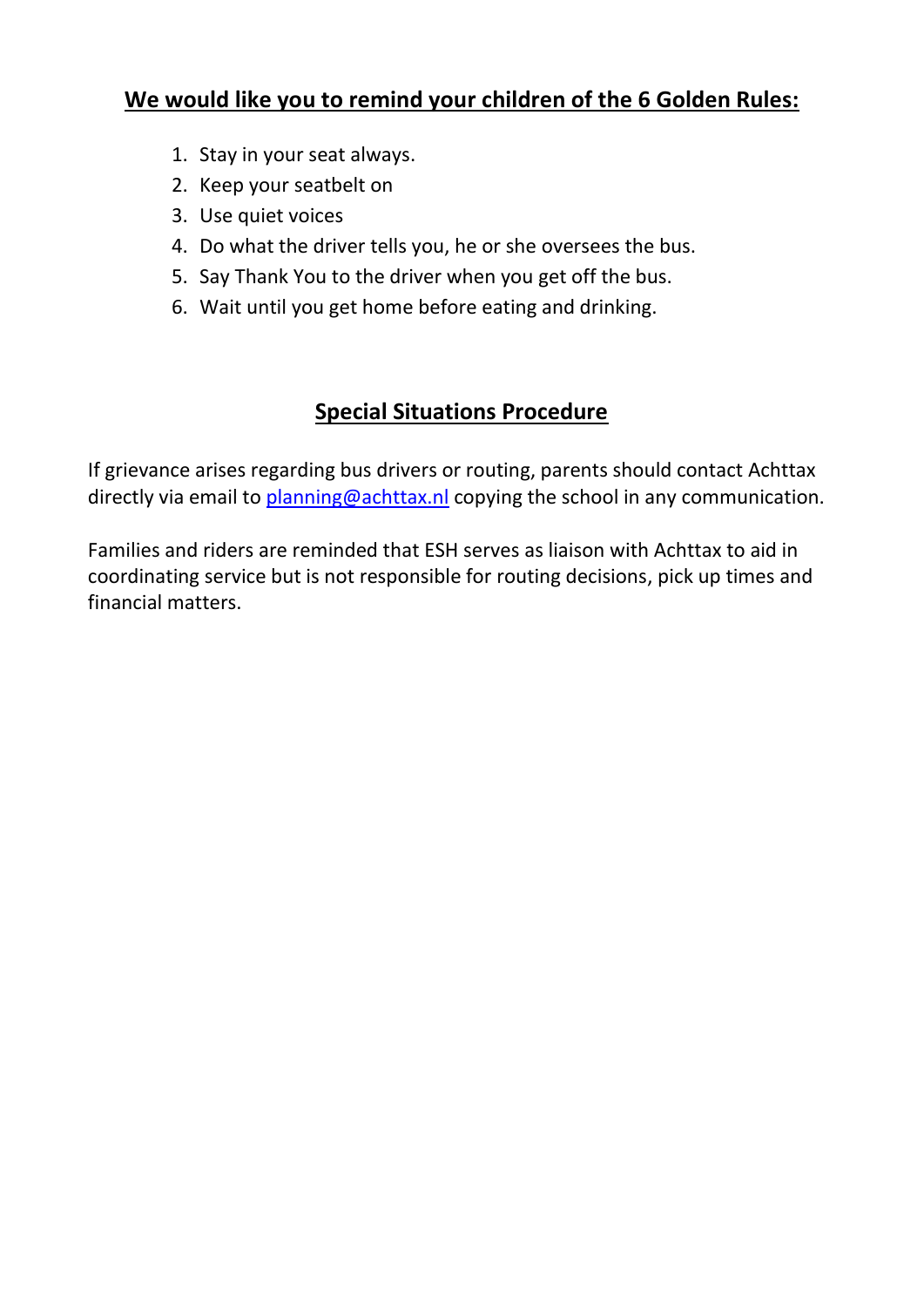## We would like you to remind your children of the 6 Golden Rules:

1. Stay in your seat always.
2. Keep your seatbelt on
3. Use quiet voices
4. Do what the driver tells you, he or she oversees the bus.
5. Say Thank You to the driver when you get off the bus.
6. Wait until you get home before eating and drinking.

## Special Situations Procedure

If grievance arises regarding bus drivers or routing, parents should contact Achttax directly via email to planning@achttax.nl copying the school in any communication.

Families and riders are reminded that ESH serves as liaison with Achttax to aid in coordinating service but is not responsible for routing decisions, pick up times and financial matters.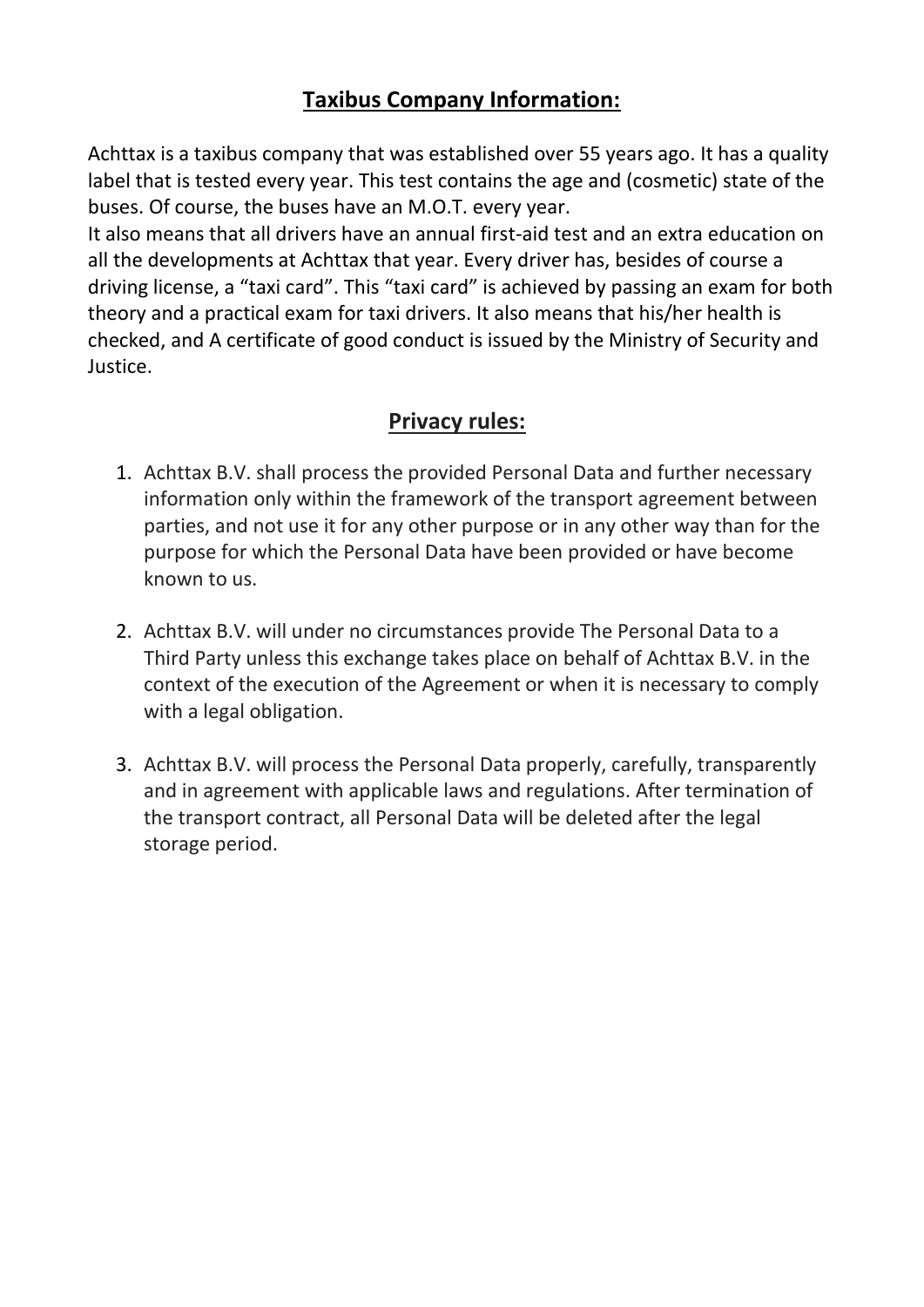## **Taxibus Company Information:**

Achttax is a taxibus company that was established over 55 years ago. It has a quality label that is tested every year. This test contains the age and (cosmetic) state of the buses. Of course, the buses have an M.O.T. every year.
It also means that all drivers have an annual first-aid test and an extra education on all the developments at Achttax that year. Every driver has, besides of course a driving license, a "taxi card". This "taxi card" is achieved by passing an exam for both theory and a practical exam for taxi drivers. It also means that his/her health is checked, and A certificate of good conduct is issued by the Ministry of Security and Justice.

## **Privacy rules:**

1. Achttax B.V. shall process the provided Personal Data and further necessary information only within the framework of the transport agreement between parties, and not use it for any other purpose or in any other way than for the purpose for which the Personal Data have been provided or have become known to us.

2. Achttax B.V. will under no circumstances provide The Personal Data to a Third Party unless this exchange takes place on behalf of Achttax B.V. in the context of the execution of the Agreement or when it is necessary to comply with a legal obligation.

3. Achttax B.V. will process the Personal Data properly, carefully, transparently and in agreement with applicable laws and regulations. After termination of the transport contract, all Personal Data will be deleted after the legal storage period.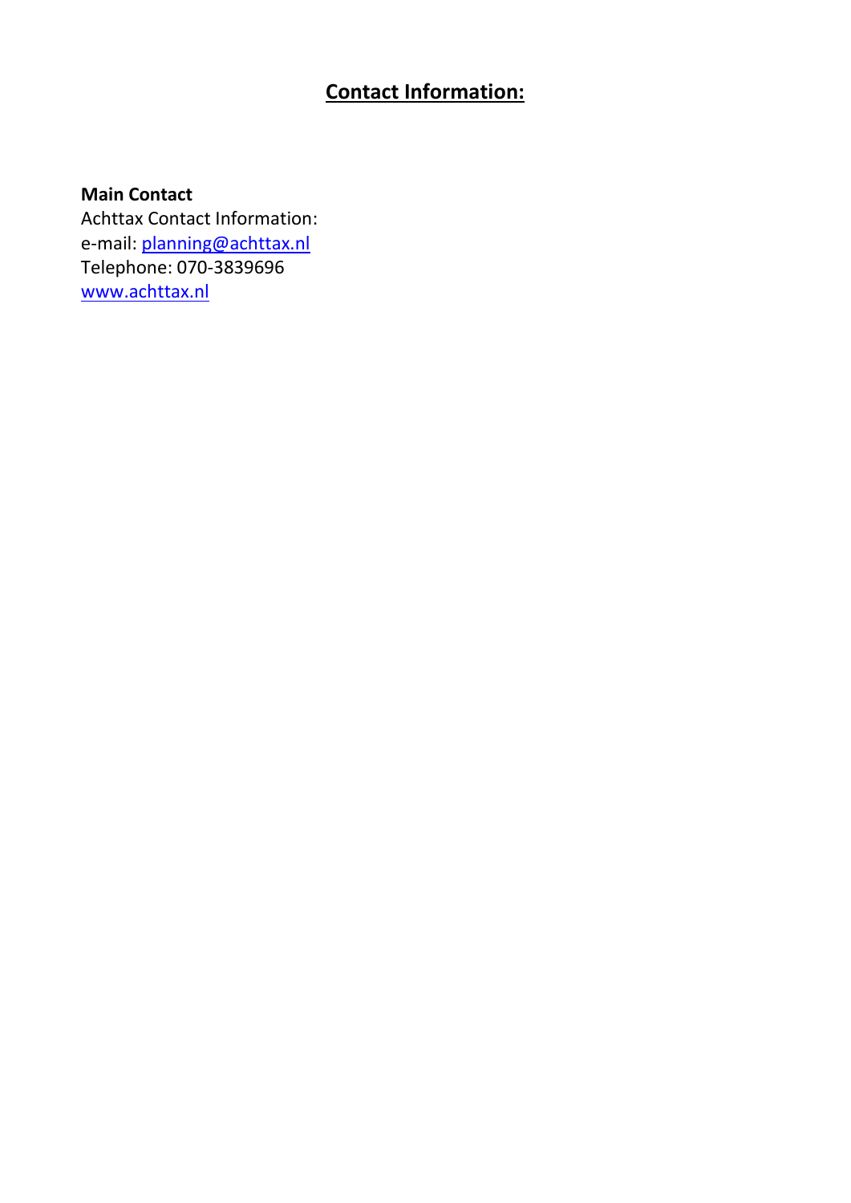# Contact Information:

**Main Contact**

Achttax Contact Information:
e-mail: planning@achttax.nl
Telephone: 070-3839696
www.achttax.nl